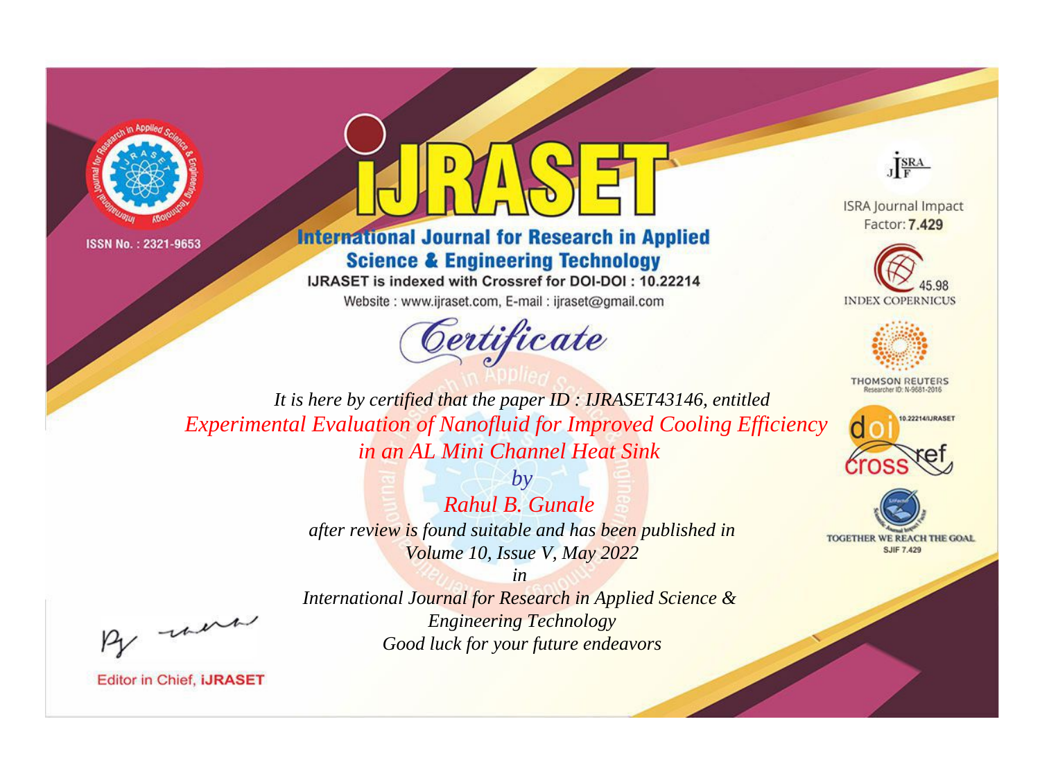ISSN No. : 2321-9653

# IJRASET

## International Journal for Research in Applied Science & Engineering Technology

IJRASET is indexed with Crossref for DOI-DOI : 10.22214

Website : www.ijraset.com, E-mail : ijraset@gmail.com

ISRA Journal Impact Factor: **7.429**

45.98 INDEX COPERNICUS

THOMSON REUTERS Researcher ID: N-9681-2016

10.22214/IJRASET

TOGETHER WE REACH THE GOAL SJIF 7.429

# *Certificate*

*It is here by certified that the paper ID : IJRASET43146, entitled*

*Experimental Evaluation of Nanofluid for Improved Cooling Efficiency in an AL Mini Channel Heat Sink*

*by*

*Rahul B. Gunale*

*after review is found suitable and has been published in*

*Volume 10, Issue V, May 2022*

*in*

*International Journal for Research in Applied Science & Engineering Technology*

*Good luck for your future endeavors*

Editor in Chief, **iJRASET**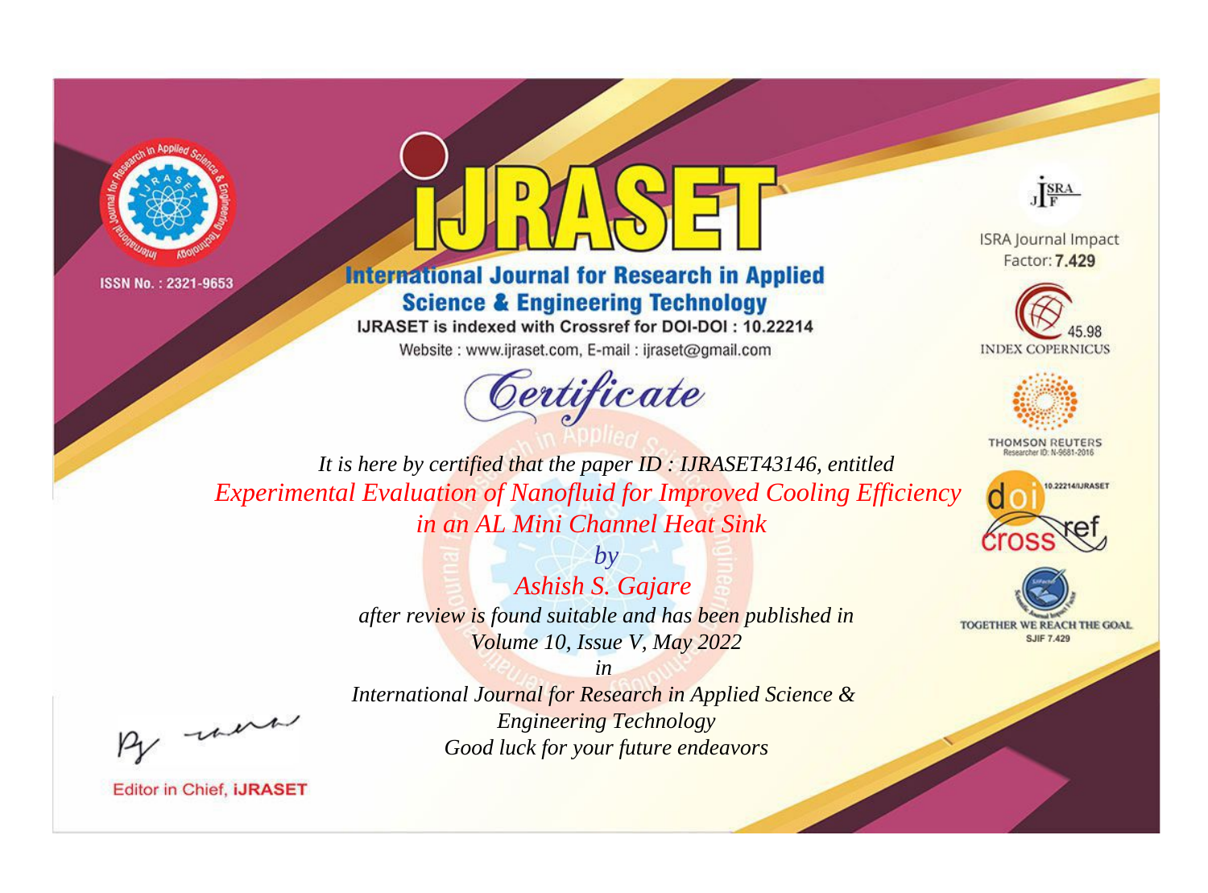ISSN No. : 2321-9653

# iJRASET

## International Journal for Research in Applied Science & Engineering Technology

IJRASET is indexed with Crossref for DOI-DOI : 10.22214

Website : www.ijraset.com, E-mail : ijraset@gmail.com

ISRA Journal Impact Factor: **7.429**

45.98 INDEX COPERNICUS

THOMSON REUTERS Researcher ID: N-9681-2016

10.22214/IJRASET

TOGETHER WE REACH THE GOAL SJIF 7.429

## *Certificate*

*It is here by certified that the paper ID : IJRASET43146, entitled*

*Experimental Evaluation of Nanofluid for Improved Cooling Efficiency in an AL Mini Channel Heat Sink*

*by*

*Ashish S. Gajare*

*after review is found suitable and has been published in*

*Volume 10, Issue V, May 2022*

*in*

*International Journal for Research in Applied Science & Engineering Technology*

*Good luck for your future endeavors*

Editor in Chief, **iJRASET**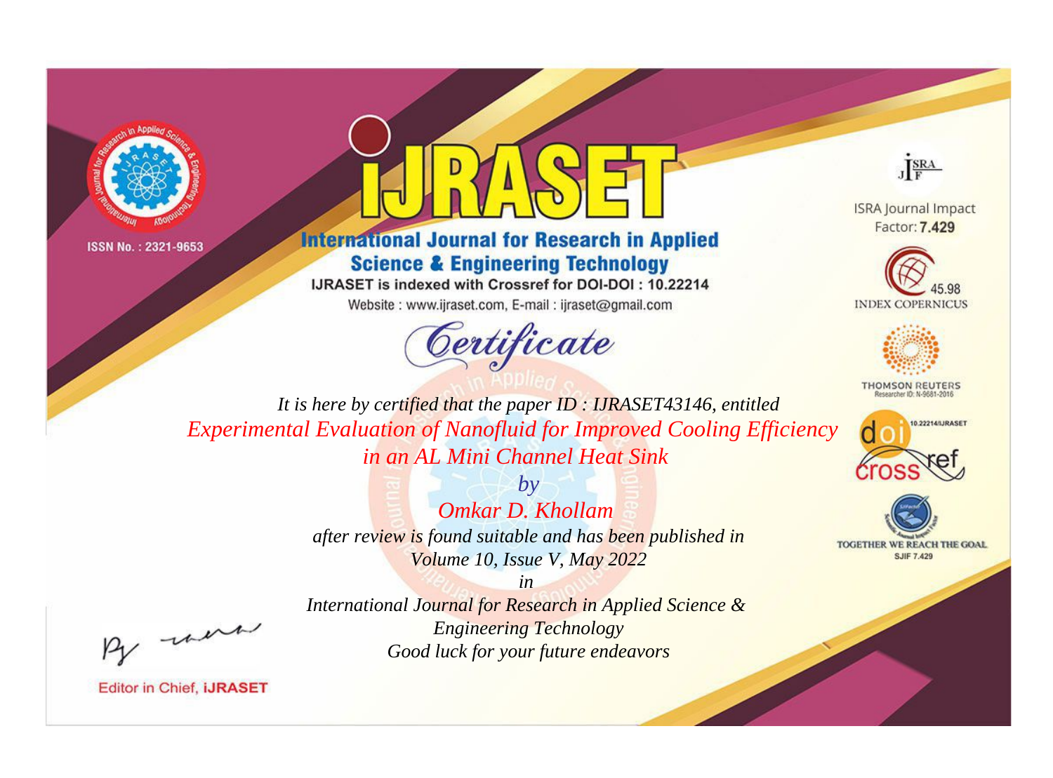ISSN No. : 2321-9653

# iJRASET

## International Journal for Research in Applied Science & Engineering Technology

IJRASET is indexed with Crossref for DOI-DOI : 10.22214

Website : www.ijraset.com, E-mail : ijraset@gmail.com

*Certificate*

*It is here by certified that the paper ID : IJRASET43146, entitled*

*Experimental Evaluation of Nanofluid for Improved Cooling Efficiency in an AL Mini Channel Heat Sink*

*by*

*Omkar D. Khollam*

*after review is found suitable and has been published in*

*Volume 10, Issue V, May 2022*

*in*

*International Journal for Research in Applied Science & Engineering Technology*

*Good luck for your future endeavors*

ISRA Journal Impact Factor: **7.429**

45.98 INDEX COPERNICUS

THOMSON REUTERS Researcher ID: N-9681-2016

10.22214/IJRASET

TOGETHER WE REACH THE GOAL SJIF 7.429

Editor in Chief, **iJRASET**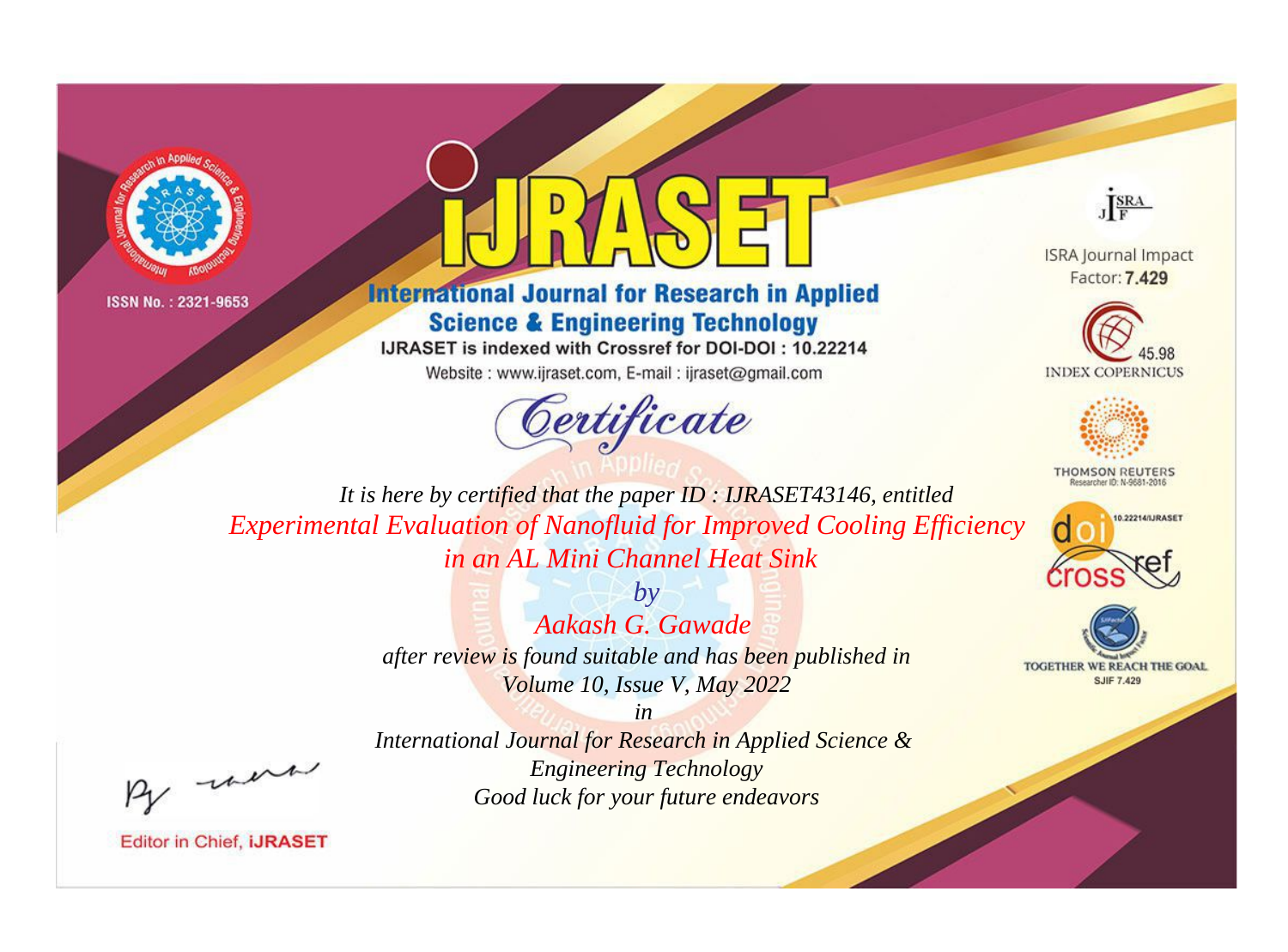ISSN No. : 2321-9653

# IJRASET

## International Journal for Research in Applied Science & Engineering Technology

IJRASET is indexed with Crossref for DOI-DOI : 10.22214

Website : www.ijraset.com, E-mail : ijraset@gmail.com

ISRA Journal Impact Factor: **7.429**

45.98 INDEX COPERNICUS

THOMSON REUTERS Researcher ID: N-9681-2016

10.22214/IJRASET

TOGETHER WE REACH THE GOAL SJIF 7.429

*Certificate*

*It is here by certified that the paper ID : IJRASET43146, entitled*

*Experimental Evaluation of Nanofluid for Improved Cooling Efficiency in an AL Mini Channel Heat Sink*

*by*

*Aakash G. Gawade*

*after review is found suitable and has been published in*

*Volume 10, Issue V, May 2022*

*in*

*International Journal for Research in Applied Science & Engineering Technology*

*Good luck for your future endeavors*

Editor in Chief, **iJRASET**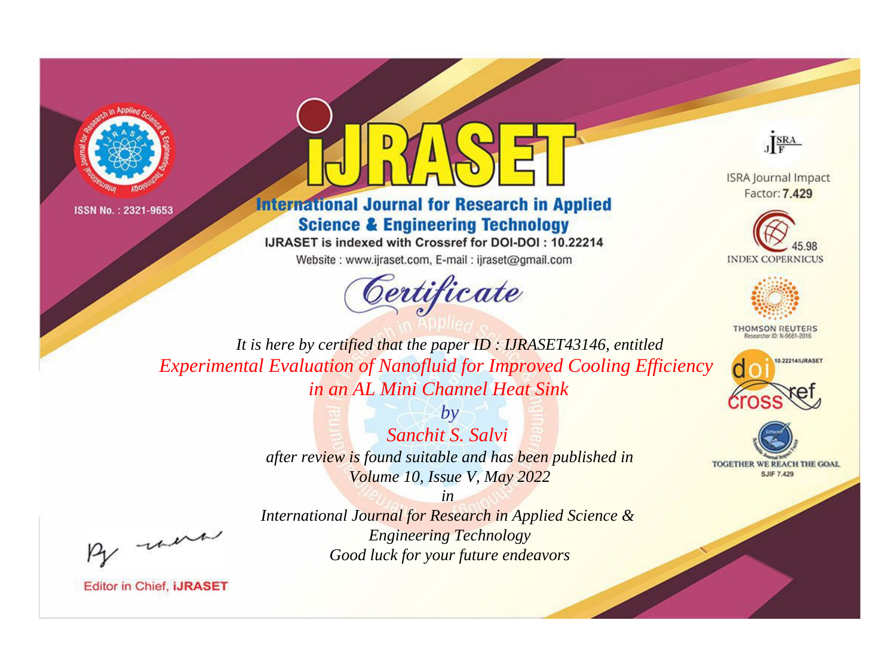ISSN No. : 2321-9653

# iJRASET

## International Journal for Research in Applied Science & Engineering Technology

IJRASET is indexed with Crossref for DOI-DOI : 10.22214

Website : www.ijraset.com, E-mail : ijraset@gmail.com

ISRA Journal Impact Factor: **7.429**

45.98 INDEX COPERNICUS

THOMSON REUTERS Researcher ID: N-9681-2016

10.22214/IJRASET

TOGETHER WE REACH THE GOAL SJIF 7.429

*Certificate*

*It is here by certified that the paper ID : IJRASET43146, entitled*

*Experimental Evaluation of Nanofluid for Improved Cooling Efficiency in an AL Mini Channel Heat Sink*

*by*

*Sanchit S. Salvi*

*after review is found suitable and has been published in*

*Volume 10, Issue V, May 2022*

*in*

*International Journal for Research in Applied Science & Engineering Technology*

*Good luck for your future endeavors*

Editor in Chief, **iJRASET**